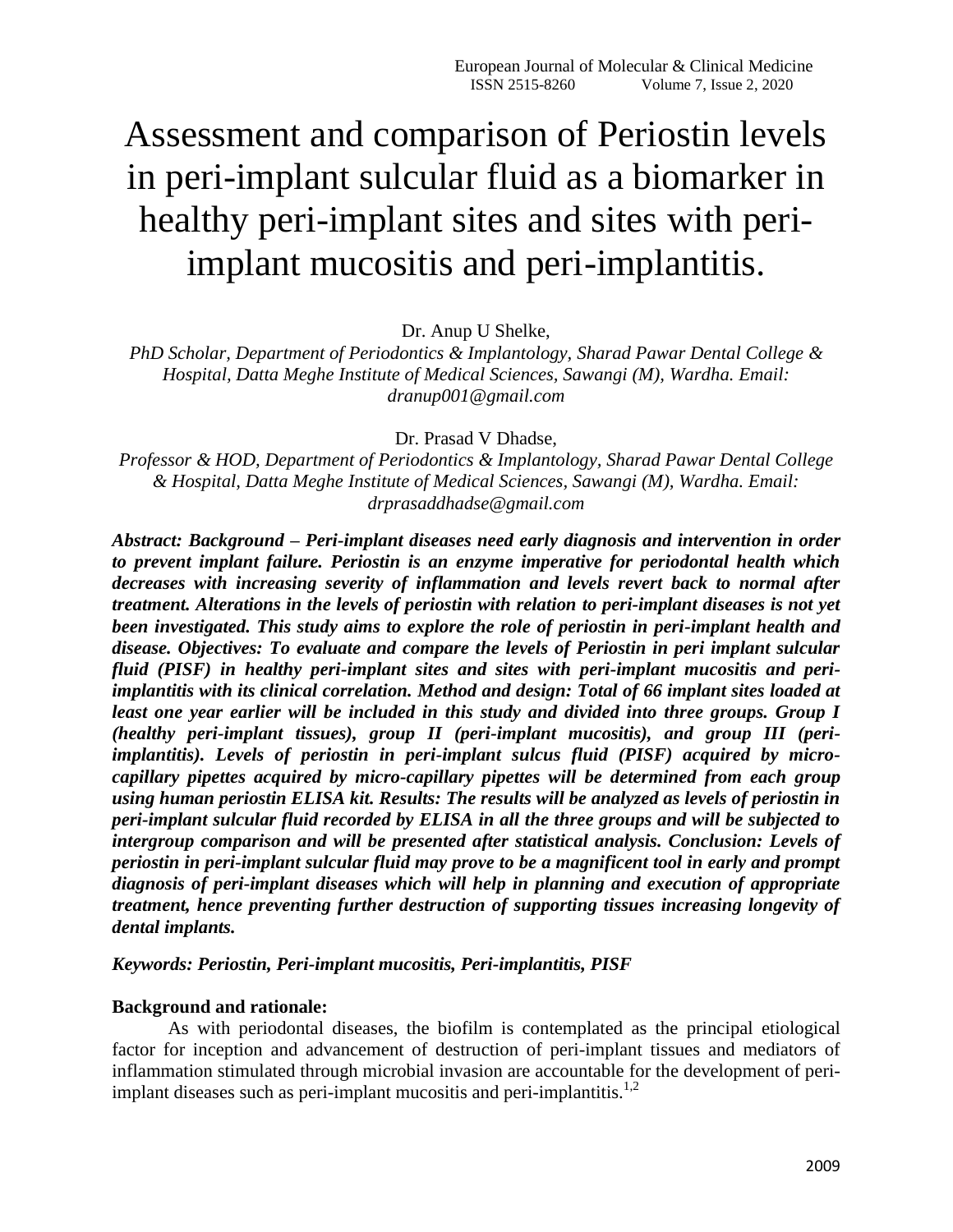# Assessment and comparison of Periostin levels in peri-implant sulcular fluid as a biomarker in healthy peri-implant sites and sites with peri-implant mucositis and peri-implantitis.

Dr. Anup U Shelke,

*PhD Scholar, Department of Periodontics & Implantology, Sharad Pawar Dental College & Hospital, Datta Meghe Institute of Medical Sciences, Sawangi (M), Wardha. Email: dranup001@gmail.com*

Dr. Prasad V Dhadse,

*Professor & HOD, Department of Periodontics & Implantology, Sharad Pawar Dental College & Hospital, Datta Meghe Institute of Medical Sciences, Sawangi (M), Wardha. Email: drprasaddhadse@gmail.com*

***Abstract: Background – Peri-implant diseases need early diagnosis and intervention in order to prevent implant failure. Periostin is an enzyme imperative for periodontal health which decreases with increasing severity of inflammation and levels revert back to normal after treatment. Alterations in the levels of periostin with relation to peri-implant diseases is not yet been investigated. This study aims to explore the role of periostin in peri-implant health and disease. Objectives: To evaluate and compare the levels of Periostin in peri implant sulcular fluid (PISF) in healthy peri-implant sites and sites with peri-implant mucositis and peri-implantitis with its clinical correlation. Method and design: Total of 66 implant sites loaded at least one year earlier will be included in this study and divided into three groups. Group I (healthy peri-implant tissues), group II (peri-implant mucositis), and group III (peri-implantitis). Levels of periostin in peri-implant sulcus fluid (PISF) acquired by micro-capillary pipettes acquired by micro-capillary pipettes will be determined from each group using human periostin ELISA kit. Results: The results will be analyzed as levels of periostin in peri-implant sulcular fluid recorded by ELISA in all the three groups and will be subjected to intergroup comparison and will be presented after statistical analysis. Conclusion: Levels of periostin in peri-implant sulcular fluid may prove to be a magnificent tool in early and prompt diagnosis of peri-implant diseases which will help in planning and execution of appropriate treatment, hence preventing further destruction of supporting tissues increasing longevity of dental implants.***

***Keywords: Periostin, Peri-implant mucositis, Peri-implantitis, PISF***

**Background and rationale:**

As with periodontal diseases, the biofilm is contemplated as the principal etiological factor for inception and advancement of destruction of peri-implant tissues and mediators of inflammation stimulated through microbial invasion are accountable for the development of peri-implant diseases such as peri-implant mucositis and peri-implantitis.[1,2]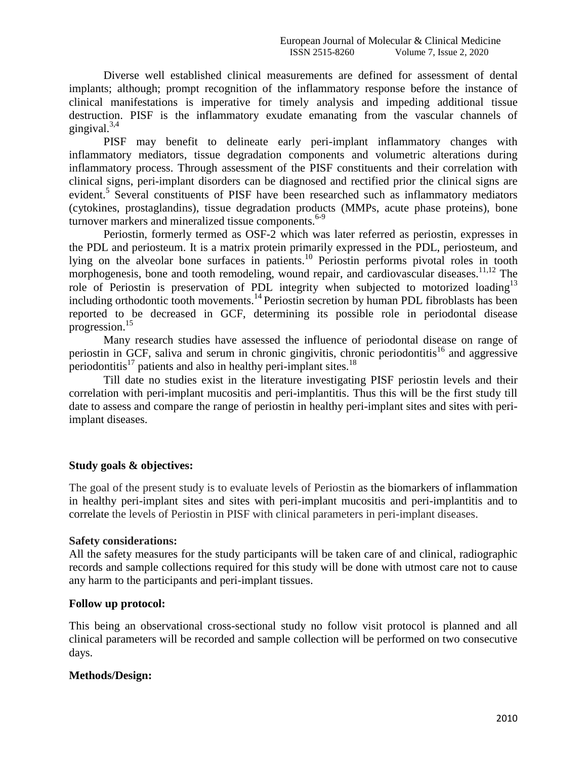Diverse well established clinical measurements are defined for assessment of dental implants; although; prompt recognition of the inflammatory response before the instance of clinical manifestations is imperative for timely analysis and impeding additional tissue destruction. PISF is the inflammatory exudate emanating from the vascular channels of gingival.[3,4]

PISF may benefit to delineate early peri-implant inflammatory changes with inflammatory mediators, tissue degradation components and volumetric alterations during inflammatory process. Through assessment of the PISF constituents and their correlation with clinical signs, peri-implant disorders can be diagnosed and rectified prior the clinical signs are evident.[5] Several constituents of PISF have been researched such as inflammatory mediators (cytokines, prostaglandins), tissue degradation products (MMPs, acute phase proteins), bone turnover markers and mineralized tissue components.[6-9]

Periostin, formerly termed as OSF-2 which was later referred as periostin, expresses in the PDL and periosteum. It is a matrix protein primarily expressed in the PDL, periosteum, and lying on the alveolar bone surfaces in patients.[10] Periostin performs pivotal roles in tooth morphogenesis, bone and tooth remodeling, wound repair, and cardiovascular diseases.[11,12] The role of Periostin is preservation of PDL integrity when subjected to motorized loading[13] including orthodontic tooth movements.[14] Periostin secretion by human PDL fibroblasts has been reported to be decreased in GCF, determining its possible role in periodontal disease progression.[15]

Many research studies have assessed the influence of periodontal disease on range of periostin in GCF, saliva and serum in chronic gingivitis, chronic periodontitis[16] and aggressive periodontitis[17] patients and also in healthy peri-implant sites.[18]

Till date no studies exist in the literature investigating PISF periostin levels and their correlation with peri-implant mucositis and peri-implantitis. Thus this will be the first study till date to assess and compare the range of periostin in healthy peri-implant sites and sites with peri-implant diseases.

**Study goals & objectives:**

The goal of the present study is to evaluate levels of Periostin as the biomarkers of inflammation in healthy peri-implant sites and sites with peri-implant mucositis and peri-implantitis and to correlate the levels of Periostin in PISF with clinical parameters in peri-implant diseases.

**Safety considerations:**

All the safety measures for the study participants will be taken care of and clinical, radiographic records and sample collections required for this study will be done with utmost care not to cause any harm to the participants and peri-implant tissues.

**Follow up protocol:**

This being an observational cross-sectional study no follow visit protocol is planned and all clinical parameters will be recorded and sample collection will be performed on two consecutive days.

**Methods/Design:**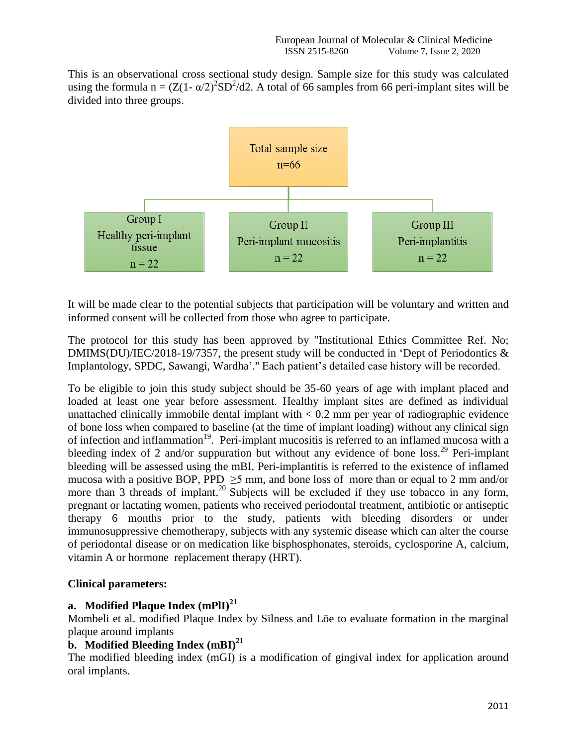This is an observational cross sectional study design. Sample size for this study was calculated using the formula $n = (Z(1-\alpha/2)^2 SD^2/d2$. A total of 66 samples from 66 peri-implant sites will be divided into three groups.

Total sample size n=66

- Group I: Healthy peri-implant tissue, n = 22
- Group II: Peri-implant mucositis, n = 22
- Group III: Peri-implantitis, n = 22

It will be made clear to the potential subjects that participation will be voluntary and written and informed consent will be collected from those who agree to participate.

The protocol for this study has been approved by "Institutional Ethics Committee Ref. No; DMIMS(DU)/IEC/2018-19/7357, the present study will be conducted in 'Dept of Periodontics & Implantology, SPDC, Sawangi, Wardha'." Each patient's detailed case history will be recorded.

To be eligible to join this study subject should be 35-60 years of age with implant placed and loaded at least one year before assessment. Healthy implant sites are defined as individual unattached clinically immobile dental implant with < 0.2 mm per year of radiographic evidence of bone loss when compared to baseline (at the time of implant loading) without any clinical sign of infection and inflammation[19]. Peri-implant mucositis is referred to an inflamed mucosa with a bleeding index of 2 and/or suppuration but without any evidence of bone loss.[29] Peri-implant bleeding will be assessed using the mBI. Peri-implantitis is referred to the existence of inflamed mucosa with a positive BOP, PPD ≥5 mm, and bone loss of more than or equal to 2 mm and/or more than 3 threads of implant.[20] Subjects will be excluded if they use tobacco in any form, pregnant or lactating women, patients who received periodontal treatment, antibiotic or antiseptic therapy 6 months prior to the study, patients with bleeding disorders or under immunosuppressive chemotherapy, subjects with any systemic disease which can alter the course of periodontal disease or on medication like bisphosphonates, steroids, cyclosporine A, calcium, vitamin A or hormone replacement therapy (HRT).

**Clinical parameters:**

**a. Modified Plaque Index (mPlI)[21]**

Mombeli et al. modified Plaque Index by Silness and Löe to evaluate formation in the marginal plaque around implants

**b. Modified Bleeding Index (mBI)[21]**

The modified bleeding index (mGI) is a modification of gingival index for application around oral implants.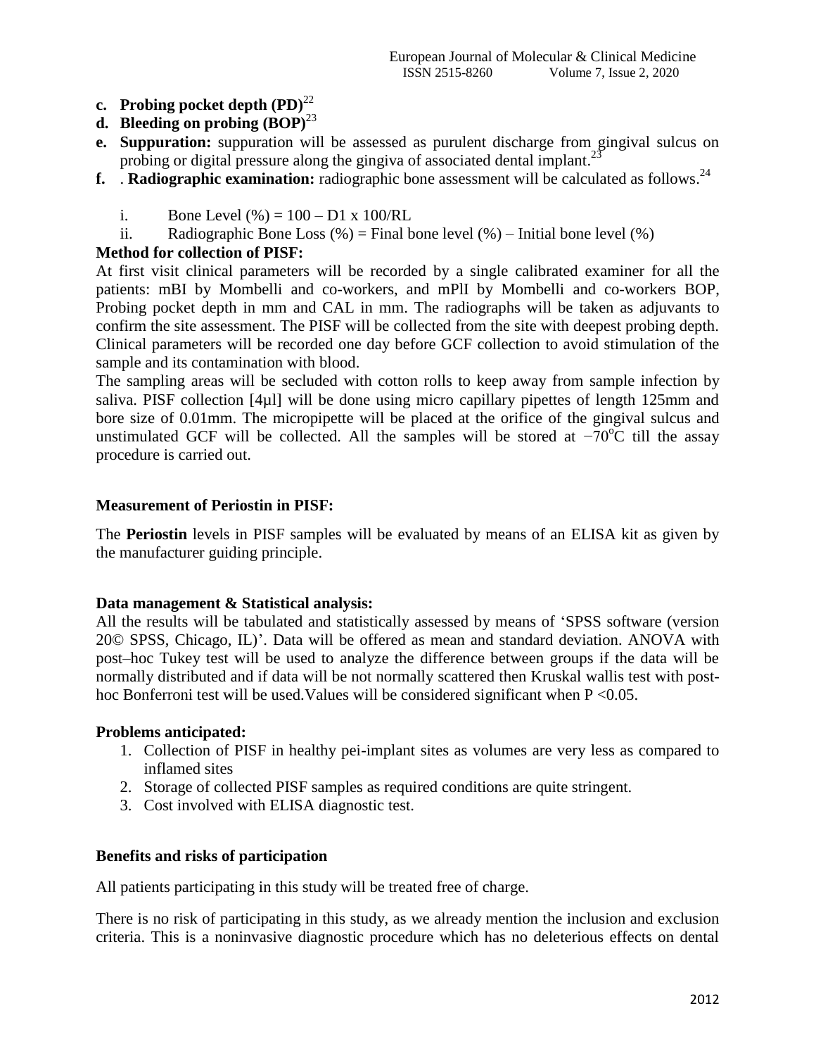- **c. Probing pocket depth (PD)**[22]
- **d. Bleeding on probing (BOP)**[23]
- **e. Suppuration:** suppuration will be assessed as purulent discharge from gingival sulcus on probing or digital pressure along the gingiva of associated dental implant.[23]
- **f.** . **Radiographic examination:** radiographic bone assessment will be calculated as follows.[24]
    - i. Bone Level (%) = 100 – D1 x 100/RL
    - ii. Radiographic Bone Loss (%) = Final bone level (%) – Initial bone level (%)

**Method for collection of PISF:**

At first visit clinical parameters will be recorded by a single calibrated examiner for all the patients: mBI by Mombelli and co-workers, and mPlI by Mombelli and co-workers BOP, Probing pocket depth in mm and CAL in mm. The radiographs will be taken as adjuvants to confirm the site assessment. The PISF will be collected from the site with deepest probing depth. Clinical parameters will be recorded one day before GCF collection to avoid stimulation of the sample and its contamination with blood.

The sampling areas will be secluded with cotton rolls to keep away from sample infection by saliva. PISF collection [4µl] will be done using micro capillary pipettes of length 125mm and bore size of 0.01mm. The micropipette will be placed at the orifice of the gingival sulcus and unstimulated GCF will be collected. All the samples will be stored at −70°C till the assay procedure is carried out.

**Measurement of Periostin in PISF:**

The **Periostin** levels in PISF samples will be evaluated by means of an ELISA kit as given by the manufacturer guiding principle.

**Data management & Statistical analysis:**

All the results will be tabulated and statistically assessed by means of 'SPSS software (version 20© SPSS, Chicago, IL)'. Data will be offered as mean and standard deviation. ANOVA with post–hoc Tukey test will be used to analyze the difference between groups if the data will be normally distributed and if data will be not normally scattered then Kruskal wallis test with post-hoc Bonferroni test will be used.Values will be considered significant when $P < 0.05$.

**Problems anticipated:**

1. Collection of PISF in healthy pei-implant sites as volumes are very less as compared to inflamed sites
2. Storage of collected PISF samples as required conditions are quite stringent.
3. Cost involved with ELISA diagnostic test.

**Benefits and risks of participation**

All patients participating in this study will be treated free of charge.

There is no risk of participating in this study, as we already mention the inclusion and exclusion criteria. This is a noninvasive diagnostic procedure which has no deleterious effects on dental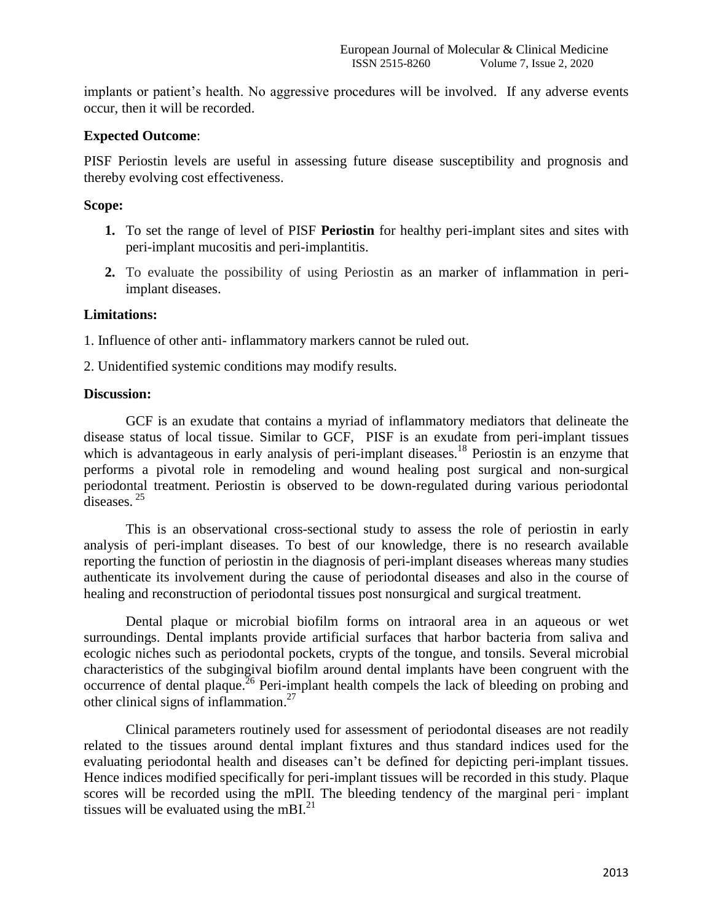implants or patient's health. No aggressive procedures will be involved. If any adverse events occur, then it will be recorded.

**Expected Outcome**:

PISF Periostin levels are useful in assessing future disease susceptibility and prognosis and thereby evolving cost effectiveness.

**Scope:**

1. To set the range of level of PISF **Periostin** for healthy peri-implant sites and sites with peri-implant mucositis and peri-implantitis.
2. To evaluate the possibility of using Periostin as an marker of inflammation in peri-implant diseases.

**Limitations:**

1. Influence of other anti- inflammatory markers cannot be ruled out.

2. Unidentified systemic conditions may modify results.

**Discussion:**

GCF is an exudate that contains a myriad of inflammatory mediators that delineate the disease status of local tissue. Similar to GCF, PISF is an exudate from peri-implant tissues which is advantageous in early analysis of peri-implant diseases.[18] Periostin is an enzyme that performs a pivotal role in remodeling and wound healing post surgical and non-surgical periodontal treatment. Periostin is observed to be down-regulated during various periodontal diseases.[25]

This is an observational cross-sectional study to assess the role of periostin in early analysis of peri-implant diseases. To best of our knowledge, there is no research available reporting the function of periostin in the diagnosis of peri-implant diseases whereas many studies authenticate its involvement during the cause of periodontal diseases and also in the course of healing and reconstruction of periodontal tissues post nonsurgical and surgical treatment.

Dental plaque or microbial biofilm forms on intraoral area in an aqueous or wet surroundings. Dental implants provide artificial surfaces that harbor bacteria from saliva and ecologic niches such as periodontal pockets, crypts of the tongue, and tonsils. Several microbial characteristics of the subgingival biofilm around dental implants have been congruent with the occurrence of dental plaque.[26] Peri-implant health compels the lack of bleeding on probing and other clinical signs of inflammation.[27]

Clinical parameters routinely used for assessment of periodontal diseases are not readily related to the tissues around dental implant fixtures and thus standard indices used for the evaluating periodontal health and diseases can't be defined for depicting peri-implant tissues. Hence indices modified specifically for peri-implant tissues will be recorded in this study. Plaque scores will be recorded using the mPlI. The bleeding tendency of the marginal peri- implant tissues will be evaluated using the mBI.[21]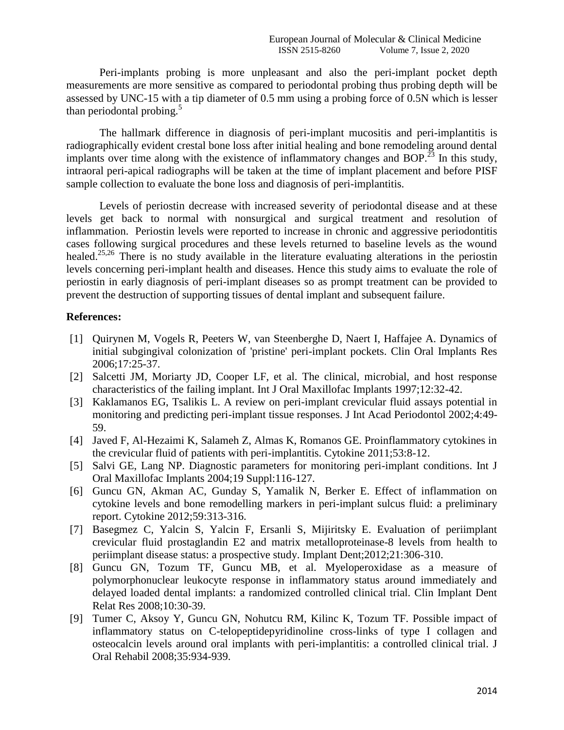Peri-implants probing is more unpleasant and also the peri-implant pocket depth measurements are more sensitive as compared to periodontal probing thus probing depth will be assessed by UNC-15 with a tip diameter of 0.5 mm using a probing force of 0.5N which is lesser than periodontal probing.[5]

The hallmark difference in diagnosis of peri-implant mucositis and peri-implantitis is radiographically evident crestal bone loss after initial healing and bone remodeling around dental implants over time along with the existence of inflammatory changes and BOP.[23] In this study, intraoral peri-apical radiographs will be taken at the time of implant placement and before PISF sample collection to evaluate the bone loss and diagnosis of peri-implantitis.

Levels of periostin decrease with increased severity of periodontal disease and at these levels get back to normal with nonsurgical and surgical treatment and resolution of inflammation. Periostin levels were reported to increase in chronic and aggressive periodontitis cases following surgical procedures and these levels returned to baseline levels as the wound healed.[25,26] There is no study available in the literature evaluating alterations in the periostin levels concerning peri-implant health and diseases. Hence this study aims to evaluate the role of periostin in early diagnosis of peri-implant diseases so as prompt treatment can be provided to prevent the destruction of supporting tissues of dental implant and subsequent failure.

**References:**

[1] Quirynen M, Vogels R, Peeters W, van Steenberghe D, Naert I, Haffajee A. Dynamics of initial subgingival colonization of 'pristine' peri-implant pockets. Clin Oral Implants Res 2006;17:25-37.

[2] Salcetti JM, Moriarty JD, Cooper LF, et al. The clinical, microbial, and host response characteristics of the failing implant. Int J Oral Maxillofac Implants 1997;12:32-42.

[3] Kaklamanos EG, Tsalikis L. A review on peri-implant crevicular fluid assays potential in monitoring and predicting peri-implant tissue responses. J Int Acad Periodontol 2002;4:49-59.

[4] Javed F, Al-Hezaimi K, Salameh Z, Almas K, Romanos GE. Proinflammatory cytokines in the crevicular fluid of patients with peri-implantitis. Cytokine 2011;53:8-12.

[5] Salvi GE, Lang NP. Diagnostic parameters for monitoring peri-implant conditions. Int J Oral Maxillofac Implants 2004;19 Suppl:116-127.

[6] Guncu GN, Akman AC, Gunday S, Yamalik N, Berker E. Effect of inflammation on cytokine levels and bone remodelling markers in peri-implant sulcus fluid: a preliminary report. Cytokine 2012;59:313-316.

[7] Basegmez C, Yalcin S, Yalcin F, Ersanli S, Mijiritsky E. Evaluation of periimplant crevicular fluid prostaglandin E2 and matrix metalloproteinase-8 levels from health to periimplant disease status: a prospective study. Implant Dent;2012;21:306-310.

[8] Guncu GN, Tozum TF, Guncu MB, et al. Myeloperoxidase as a measure of polymorphonuclear leukocyte response in inflammatory status around immediately and delayed loaded dental implants: a randomized controlled clinical trial. Clin Implant Dent Relat Res 2008;10:30-39.

[9] Tumer C, Aksoy Y, Guncu GN, Nohutcu RM, Kilinc K, Tozum TF. Possible impact of inflammatory status on C-telopeptidepyridinoline cross-links of type I collagen and osteocalcin levels around oral implants with peri-implantitis: a controlled clinical trial. J Oral Rehabil 2008;35:934-939.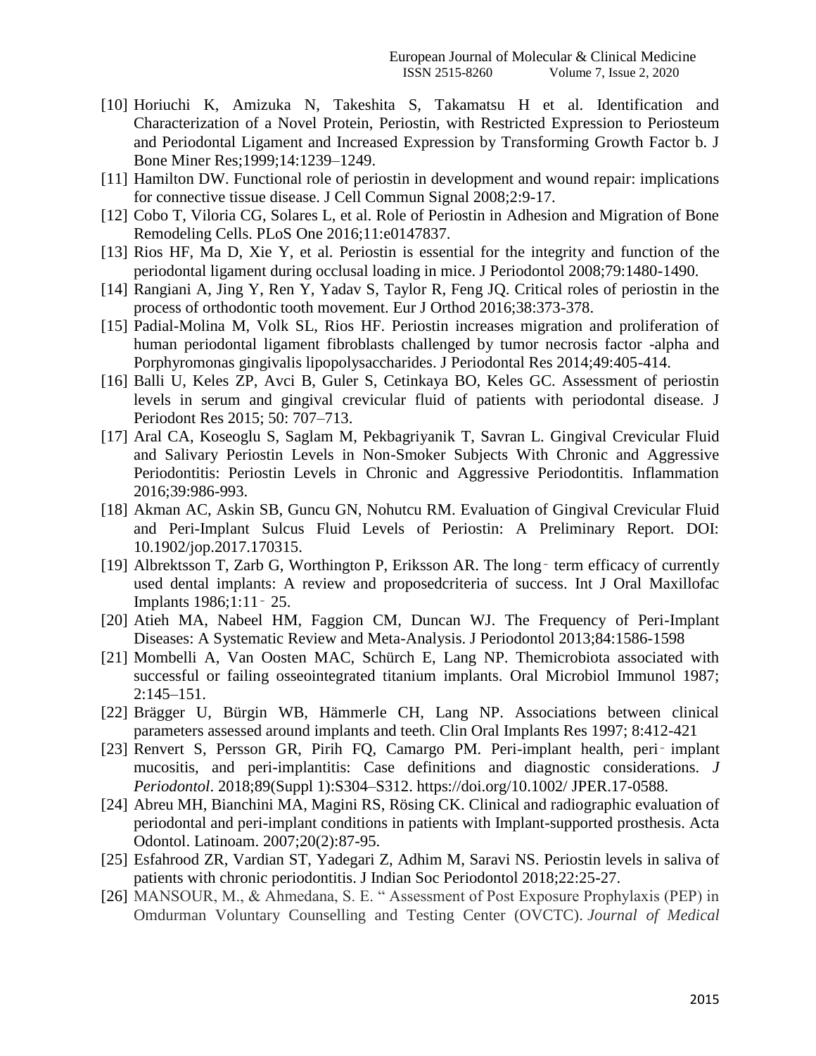[10] Horiuchi K, Amizuka N, Takeshita S, Takamatsu H et al. Identification and Characterization of a Novel Protein, Periostin, with Restricted Expression to Periosteum and Periodontal Ligament and Increased Expression by Transforming Growth Factor b. J Bone Miner Res;1999;14:1239–1249.

[11] Hamilton DW. Functional role of periostin in development and wound repair: implications for connective tissue disease. J Cell Commun Signal 2008;2:9-17.

[12] Cobo T, Viloria CG, Solares L, et al. Role of Periostin in Adhesion and Migration of Bone Remodeling Cells. PLoS One 2016;11:e0147837.

[13] Rios HF, Ma D, Xie Y, et al. Periostin is essential for the integrity and function of the periodontal ligament during occlusal loading in mice. J Periodontol 2008;79:1480-1490.

[14] Rangiani A, Jing Y, Ren Y, Yadav S, Taylor R, Feng JQ. Critical roles of periostin in the process of orthodontic tooth movement. Eur J Orthod 2016;38:373-378.

[15] Padial-Molina M, Volk SL, Rios HF. Periostin increases migration and proliferation of human periodontal ligament fibroblasts challenged by tumor necrosis factor -alpha and Porphyromonas gingivalis lipopolysaccharides. J Periodontal Res 2014;49:405-414.

[16] Balli U, Keles ZP, Avci B, Guler S, Cetinkaya BO, Keles GC. Assessment of periostin levels in serum and gingival crevicular fluid of patients with periodontal disease. J Periodont Res 2015; 50: 707–713.

[17] Aral CA, Koseoglu S, Saglam M, Pekbagriyanik T, Savran L. Gingival Crevicular Fluid and Salivary Periostin Levels in Non-Smoker Subjects With Chronic and Aggressive Periodontitis: Periostin Levels in Chronic and Aggressive Periodontitis. Inflammation 2016;39:986-993.

[18] Akman AC, Askin SB, Guncu GN, Nohutcu RM. Evaluation of Gingival Crevicular Fluid and Peri-Implant Sulcus Fluid Levels of Periostin: A Preliminary Report. DOI: 10.1902/jop.2017.170315.

[19] Albrektsson T, Zarb G, Worthington P, Eriksson AR. The long‐term efficacy of currently used dental implants: A review and proposedcriteria of success. Int J Oral Maxillofac Implants 1986;1:11‐25.

[20] Atieh MA, Nabeel HM, Faggion CM, Duncan WJ. The Frequency of Peri-Implant Diseases: A Systematic Review and Meta-Analysis. J Periodontol 2013;84:1586-1598

[21] Mombelli A, Van Oosten MAC, Schürch E, Lang NP. Themicrobiota associated with successful or failing osseointegrated titanium implants. Oral Microbiol Immunol 1987; 2:145–151.

[22] Brägger U, Bürgin WB, Hämmerle CH, Lang NP. Associations between clinical parameters assessed around implants and teeth. Clin Oral Implants Res 1997; 8:412-421

[23] Renvert S, Persson GR, Pirih FQ, Camargo PM. Peri-implant health, peri‐implant mucositis, and peri-implantitis: Case definitions and diagnostic considerations. *J Periodontol*. 2018;89(Suppl 1):S304–S312. https://doi.org/10.1002/ JPER.17-0588.

[24] Abreu MH, Bianchini MA, Magini RS, Rösing CK. Clinical and radiographic evaluation of periodontal and peri-implant conditions in patients with Implant-supported prosthesis. Acta Odontol. Latinoam. 2007;20(2):87-95.

[25] Esfahrood ZR, Vardian ST, Yadegari Z, Adhim M, Saravi NS. Periostin levels in saliva of patients with chronic periodontitis. J Indian Soc Periodontol 2018;22:25-27.

[26] MANSOUR, M., & Ahmedana, S. E. " Assessment of Post Exposure Prophylaxis (PEP) in Omdurman Voluntary Counselling and Testing Center (OVCTC). *Journal of Medical*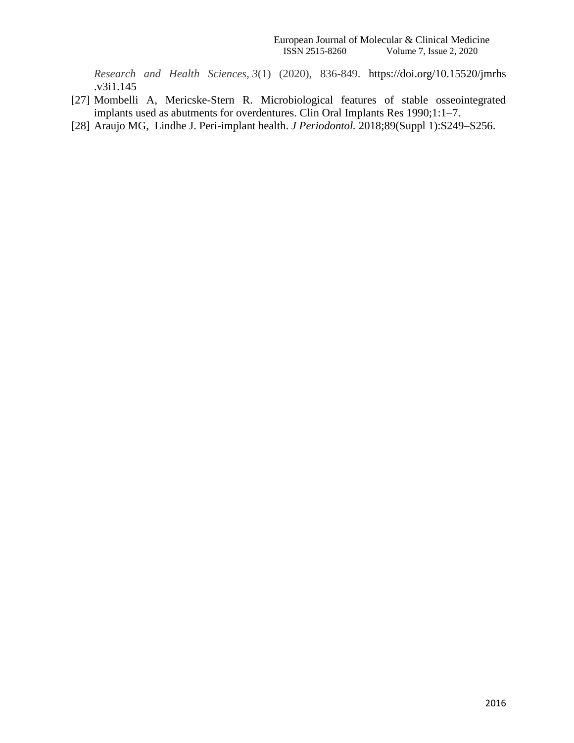*Research and Health Sciences*, *3*(1) (2020), 836-849. https://doi.org/10.15520/jmrhs.v3i1.145

[27] Mombelli A, Mericske-Stern R. Microbiological features of stable osseointegrated implants used as abutments for overdentures. Clin Oral Implants Res 1990;1:1–7.

[28] Araujo MG, Lindhe J. Peri-implant health. *J Periodontol.* 2018;89(Suppl 1):S249–S256.